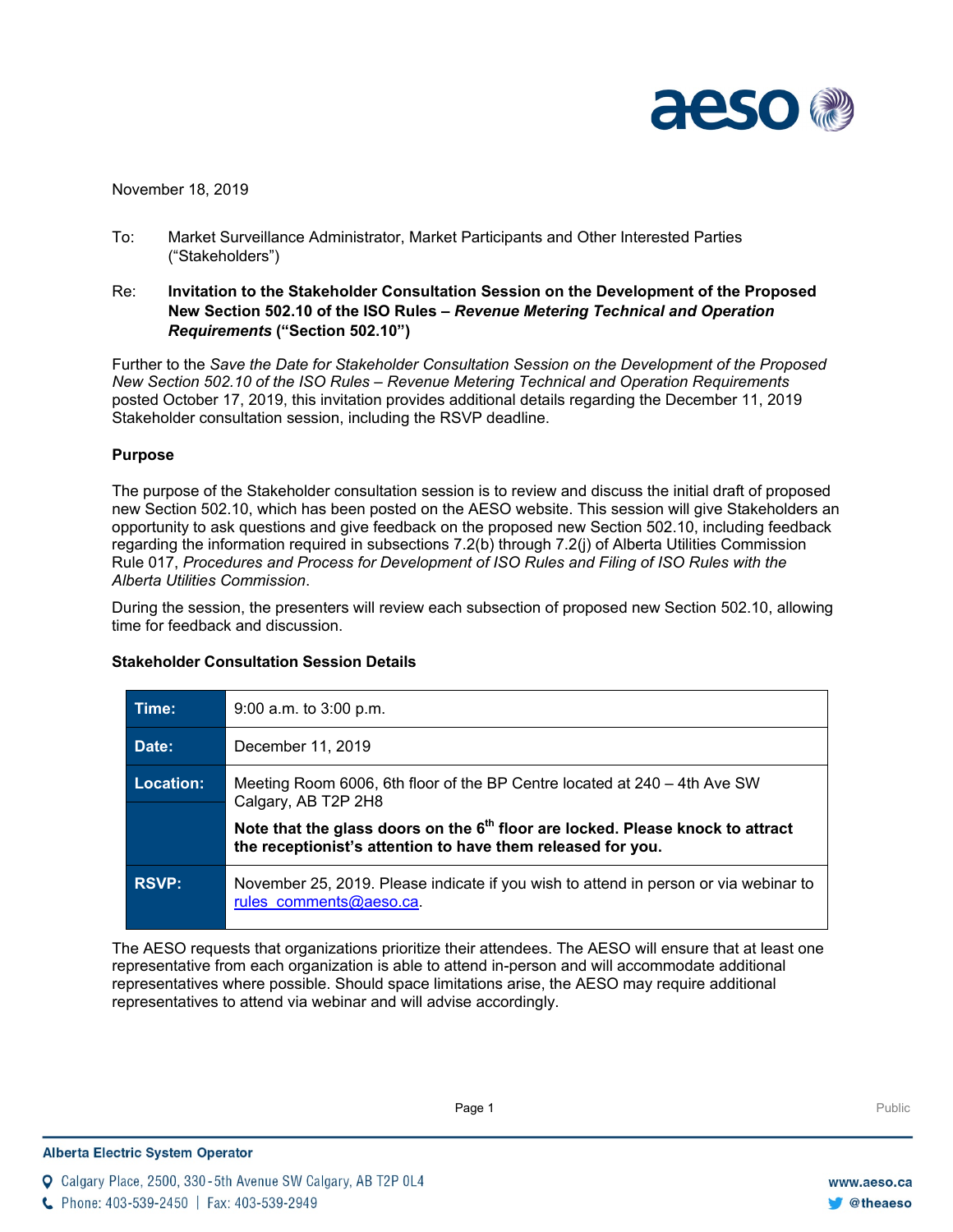November 18, 2019

To: Market Surveillance Administrator, Market Participants and Other Interested Parties ("Stakeholders")

Re: **Invitation to the Stakeholder Consultation Session on the Development of the Proposed New Section 502.10 of the ISO Rules – *Revenue Metering Technical and Operation Requirements* ("Section 502.10")**

Further to the *Save the Date for Stakeholder Consultation Session on the Development of the Proposed New Section 502.10 of the ISO Rules – Revenue Metering Technical and Operation Requirements* posted October 17, 2019, this invitation provides additional details regarding the December 11, 2019 Stakeholder consultation session, including the RSVP deadline.

**Purpose**

The purpose of the Stakeholder consultation session is to review and discuss the initial draft of proposed new Section 502.10, which has been posted on the AESO website. This session will give Stakeholders an opportunity to ask questions and give feedback on the proposed new Section 502.10, including feedback regarding the information required in subsections 7.2(b) through 7.2(j) of Alberta Utilities Commission Rule 017, *Procedures and Process for Development of ISO Rules and Filing of ISO Rules with the Alberta Utilities Commission*.

During the session, the presenters will review each subsection of proposed new Section 502.10, allowing time for feedback and discussion.

**Stakeholder Consultation Session Details**

| | |
|---|---|
| **Time:** | 9:00 a.m. to 3:00 p.m. |
| **Date:** | December 11, 2019 |
| **Location:** | Meeting Room 6006, 6th floor of the BP Centre located at 240 – 4th Ave SW Calgary, AB T2P 2H8<br>**Note that the glass doors on the 6th floor are locked. Please knock to attract the receptionist's attention to have them released for you.** |
| **RSVP:** | November 25, 2019. Please indicate if you wish to attend in person or via webinar to rules_comments@aeso.ca. |

The AESO requests that organizations prioritize their attendees. The AESO will ensure that at least one representative from each organization is able to attend in-person and will accommodate additional representatives where possible. Should space limitations arise, the AESO may require additional representatives to attend via webinar and will advise accordingly.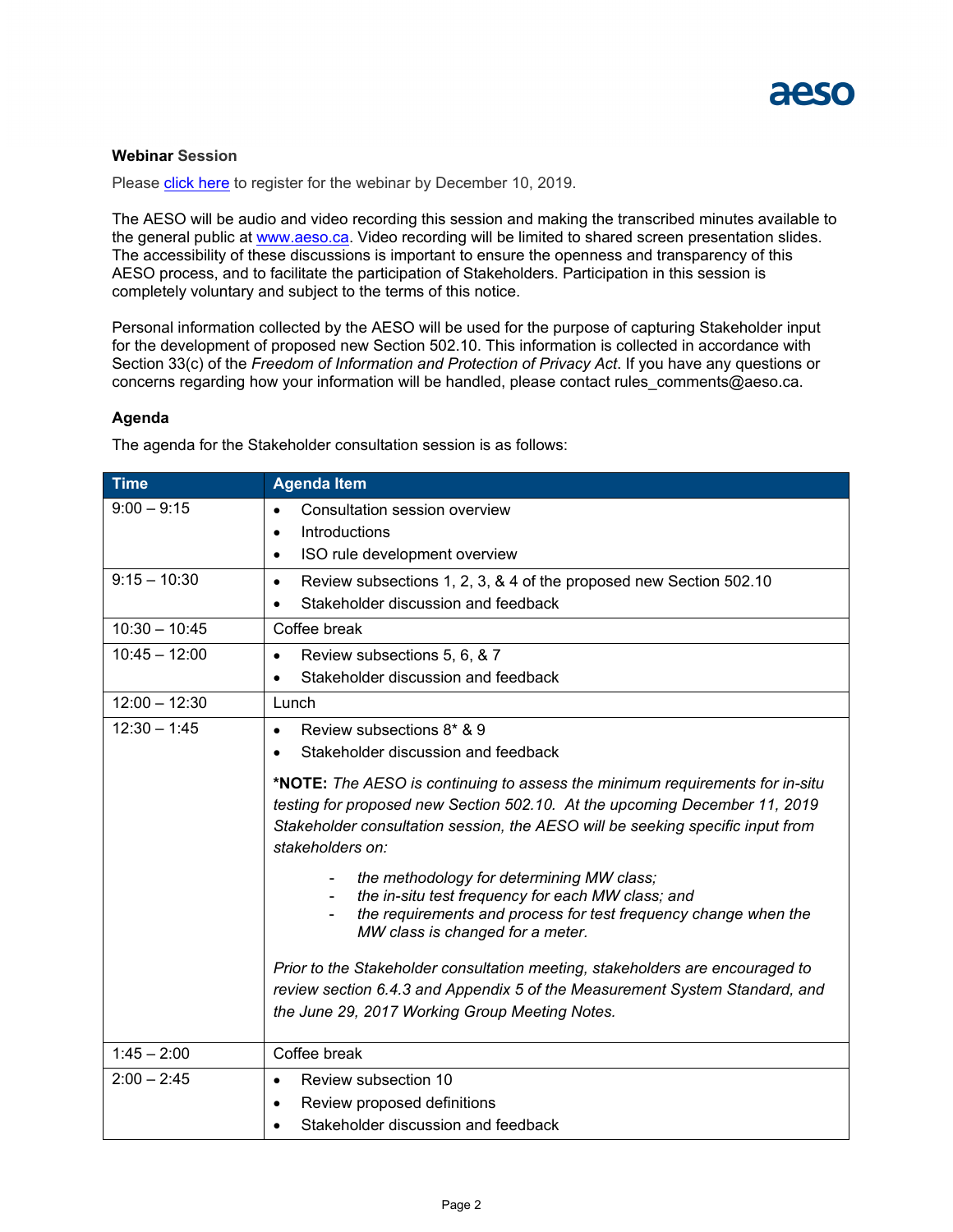**Webinar Session**

Please [click here](#) to register for the webinar by December 10, 2019.

The AESO will be audio and video recording this session and making the transcribed minutes available to the general public at [www.aeso.ca](http://www.aeso.ca). Video recording will be limited to shared screen presentation slides. The accessibility of these discussions is important to ensure the openness and transparency of this AESO process, and to facilitate the participation of Stakeholders. Participation in this session is completely voluntary and subject to the terms of this notice.

Personal information collected by the AESO will be used for the purpose of capturing Stakeholder input for the development of proposed new Section 502.10. This information is collected in accordance with Section 33(c) of the *Freedom of Information and Protection of Privacy Act*. If you have any questions or concerns regarding how your information will be handled, please contact rules_comments@aeso.ca.

**Agenda**

The agenda for the Stakeholder consultation session is as follows:

| Time | Agenda Item |
|---|---|
| 9:00 – 9:15 | • Consultation session overview<br>• Introductions<br>• ISO rule development overview |
| 9:15 – 10:30 | • Review subsections 1, 2, 3, & 4 of the proposed new Section 502.10<br>• Stakeholder discussion and feedback |
| 10:30 – 10:45 | Coffee break |
| 10:45 – 12:00 | • Review subsections 5, 6, & 7<br>• Stakeholder discussion and feedback |
| 12:00 – 12:30 | Lunch |
| 12:30 – 1:45 | • Review subsections 8* & 9<br>• Stakeholder discussion and feedback<br><br>***NOTE:** *The AESO is continuing to assess the minimum requirements for in-situ testing for proposed new Section 502.10. At the upcoming December 11, 2019 Stakeholder consultation session, the AESO will be seeking specific input from stakeholders on:*<br><br>- *the methodology for determining MW class;*<br>- *the in-situ test frequency for each MW class; and*<br>- *the requirements and process for test frequency change when the MW class is changed for a meter.*<br><br>*Prior to the Stakeholder consultation meeting, stakeholders are encouraged to review section 6.4.3 and Appendix 5 of the Measurement System Standard, and the June 29, 2017 Working Group Meeting Notes.* |
| 1:45 – 2:00 | Coffee break |
| 2:00 – 2:45 | • Review subsection 10<br>• Review proposed definitions<br>• Stakeholder discussion and feedback |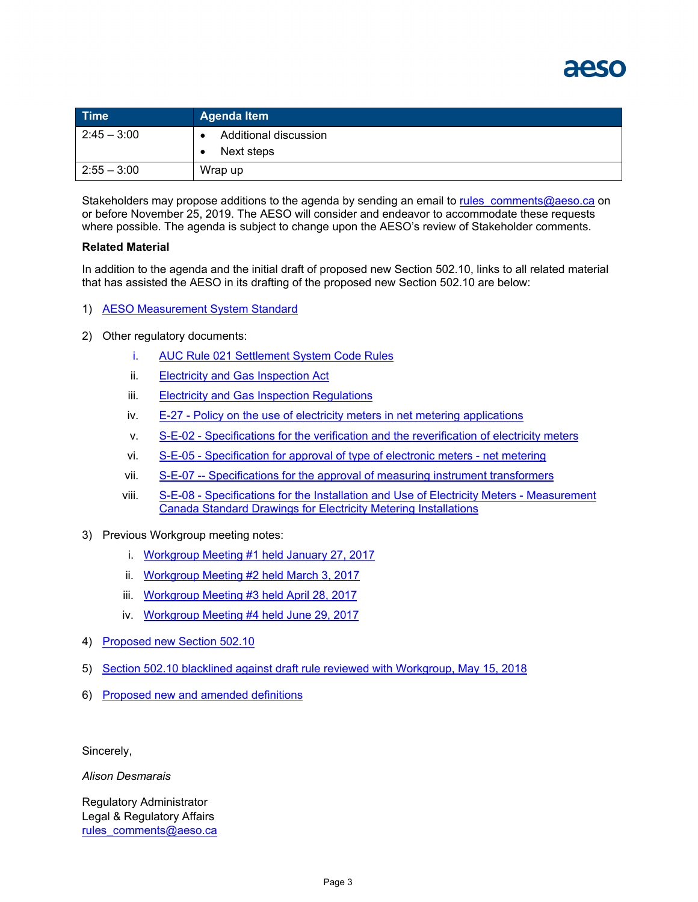| Time | Agenda Item |
| --- | --- |
| 2:45 – 3:00 | • Additional discussion<br>• Next steps |
| 2:55 – 3:00 | Wrap up |

Stakeholders may propose additions to the agenda by sending an email to rules_comments@aeso.ca on or before November 25, 2019. The AESO will consider and endeavor to accommodate these requests where possible. The agenda is subject to change upon the AESO's review of Stakeholder comments.

**Related Material**

In addition to the agenda and the initial draft of proposed new Section 502.10, links to all related material that has assisted the AESO in its drafting of the proposed new Section 502.10 are below:

1) AESO Measurement System Standard

2) Other regulatory documents:
   i. AUC Rule 021 Settlement System Code Rules
   ii. Electricity and Gas Inspection Act
   iii. Electricity and Gas Inspection Regulations
   iv. E-27 - Policy on the use of electricity meters in net metering applications
   v. S-E-02 - Specifications for the verification and the reverification of electricity meters
   vi. S-E-05 - Specification for approval of type of electronic meters - net metering
   vii. S-E-07 -- Specifications for the approval of measuring instrument transformers
   viii. S-E-08 - Specifications for the Installation and Use of Electricity Meters - Measurement Canada Standard Drawings for Electricity Metering Installations

3) Previous Workgroup meeting notes:
   i. Workgroup Meeting #1 held January 27, 2017
   ii. Workgroup Meeting #2 held March 3, 2017
   iii. Workgroup Meeting #3 held April 28, 2017
   iv. Workgroup Meeting #4 held June 29, 2017

4) Proposed new Section 502.10

5) Section 502.10 blacklined against draft rule reviewed with Workgroup, May 15, 2018

6) Proposed new and amended definitions

Sincerely,

*Alison Desmarais*

Regulatory Administrator
Legal & Regulatory Affairs
rules_comments@aeso.ca